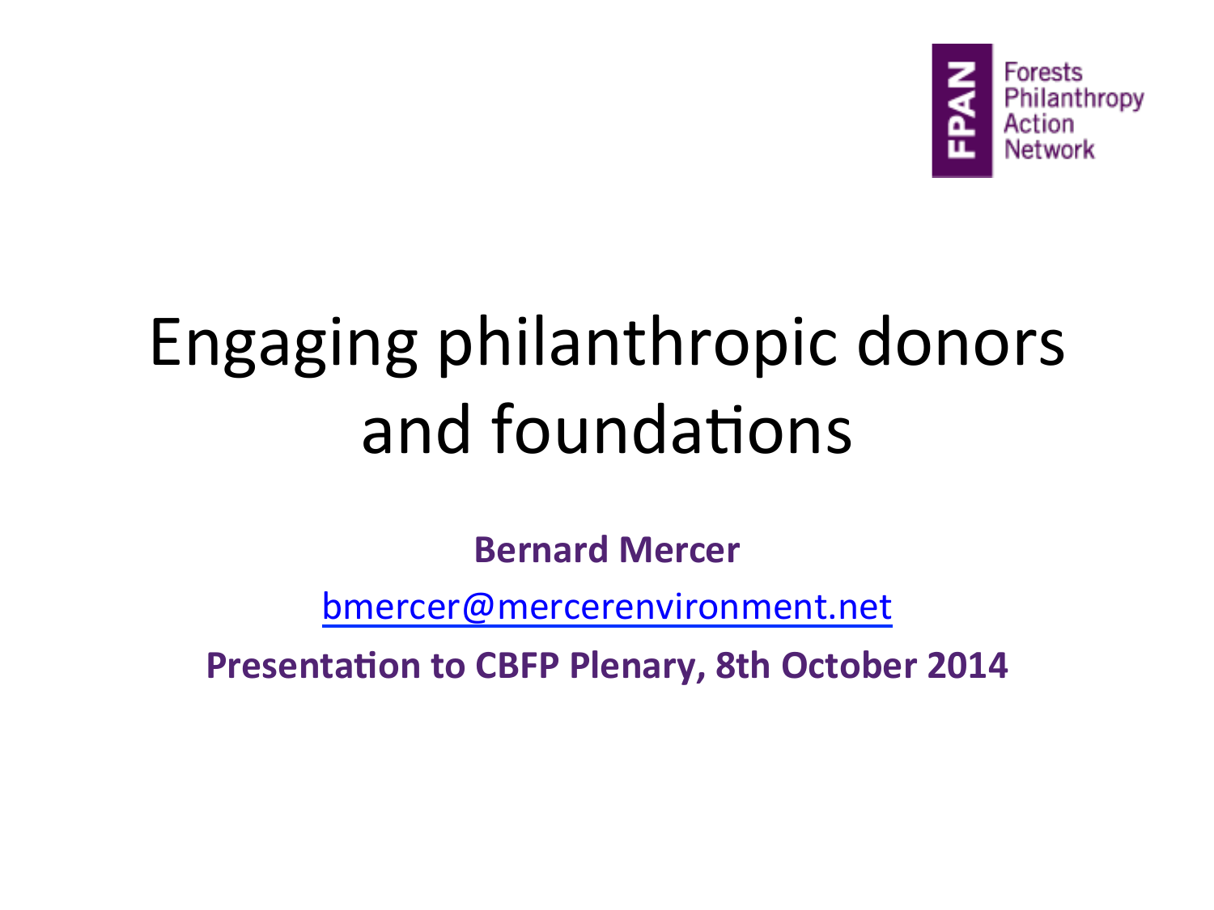FPAN Forests Philanthropy Action Network

# Engaging philanthropic donors and foundations

**Bernard Mercer**

bmercer@mercerenvironment.net

**Presentation to CBFP Plenary, 8th October 2014**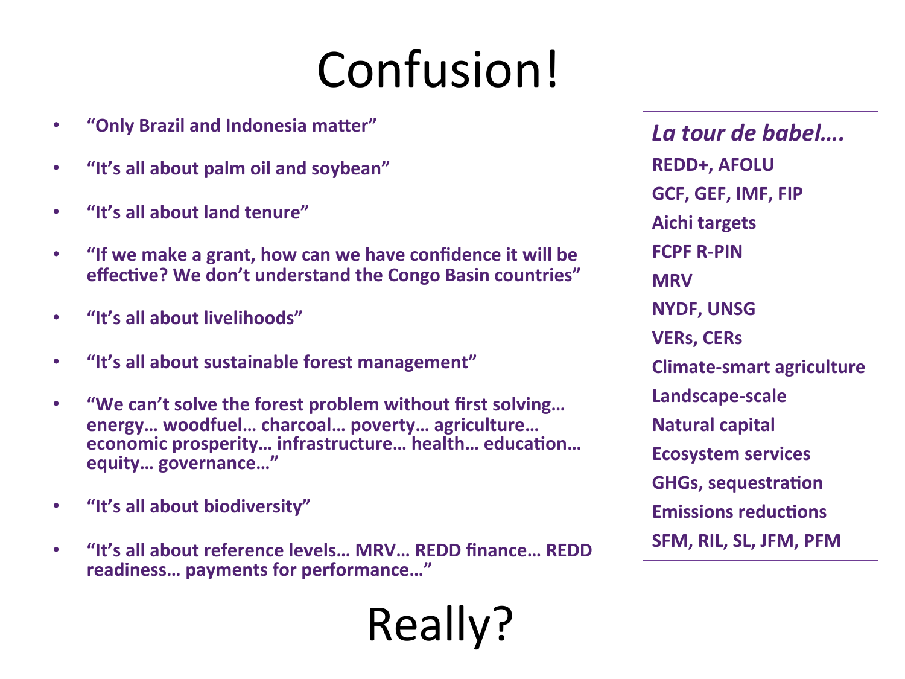# Confusion!

- **"Only Brazil and Indonesia matter"**
- **"It's all about palm oil and soybean"**
- **"It's all about land tenure"**
- **"If we make a grant, how can we have confidence it will be effective? We don't understand the Congo Basin countries"**
- **"It's all about livelihoods"**
- **"It's all about sustainable forest management"**
- **"We can't solve the forest problem without first solving… energy… woodfuel… charcoal… poverty… agriculture… economic prosperity… infrastructure… health… education… equity… governance…"**
- **"It's all about biodiversity"**
- **"It's all about reference levels… MRV… REDD finance… REDD readiness… payments for performance…"**

***La tour de babel….***

**REDD+, AFOLU**
**GCF, GEF, IMF, FIP**
**Aichi targets**
**FCPF R-PIN**
**MRV**
**NYDF, UNSG**
**VERs, CERs**
**Climate-smart agriculture**
**Landscape-scale**
**Natural capital**
**Ecosystem services**
**GHGs, sequestration**
**Emissions reductions**
**SFM, RIL, SL, JFM, PFM**

# Really?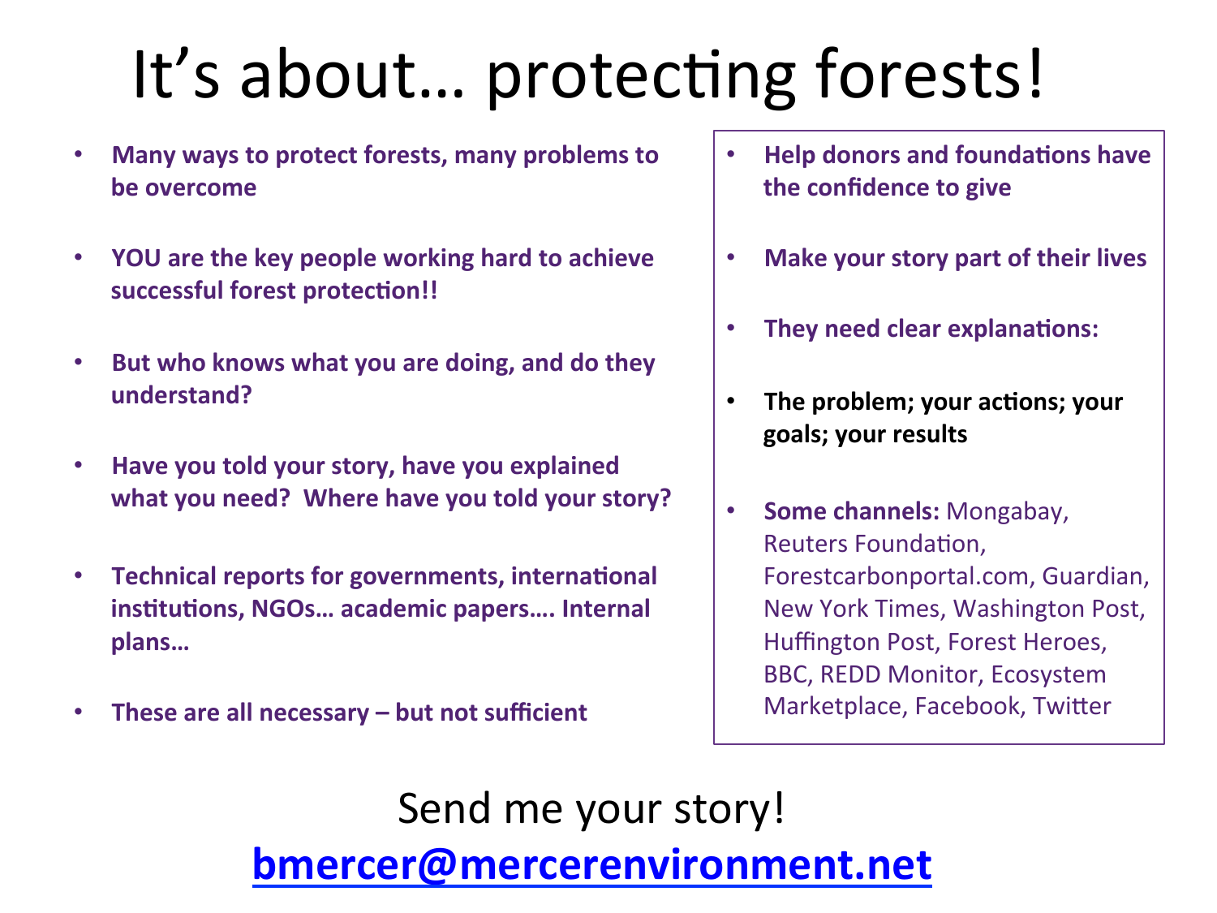# It's about… protecting forests!

- **Many ways to protect forests, many problems to be overcome**
- **YOU are the key people working hard to achieve successful forest protection!!**
- **But who knows what you are doing, and do they understand?**
- **Have you told your story, have you explained what you need? Where have you told your story?**
- **Technical reports for governments, international institutions, NGOs… academic papers…. Internal plans…**
- **These are all necessary – but not sufficient**

- **Help donors and foundations have the confidence to give**
- **Make your story part of their lives**
- **They need clear explanations:**
- **The problem; your actions; your goals; your results**
- **Some channels:** Mongabay, Reuters Foundation, Forestcarbonportal.com, Guardian, New York Times, Washington Post, Huffington Post, Forest Heroes, BBC, REDD Monitor, Ecosystem Marketplace, Facebook, Twitter

Send me your story!

**bmercer@mercerenvironment.net**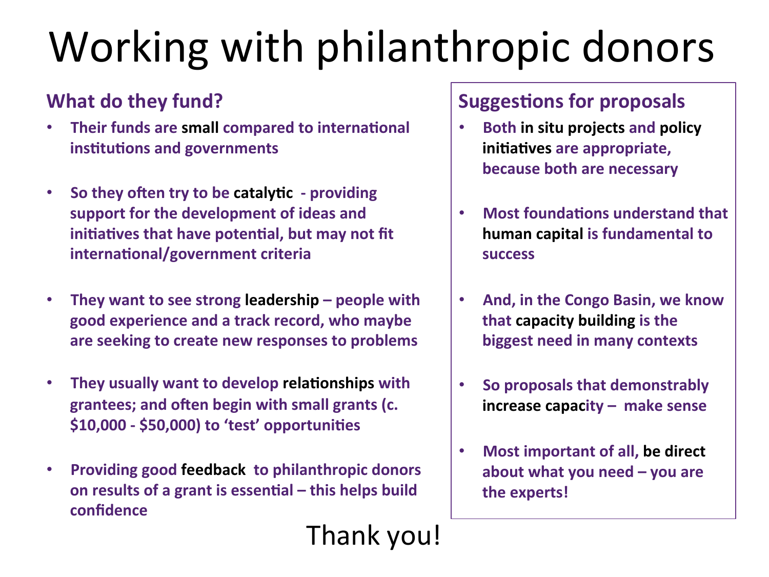# Working with philanthropic donors

## What do they fund?

- Their funds are **small** compared to international institutions and governments
- So they often try to be **catalytic** - providing support for the development of ideas and initiatives that have potential, but may not fit international/government criteria
- They want to see strong **leadership** – people with good experience and a track record, who maybe are seeking to create new responses to problems
- They usually want to develop **relationships** with grantees; and often begin with small grants (c. $10,000 - $50,000) to 'test' opportunities
- Providing good **feedback** to philanthropic donors on results of a grant is essential – this helps build confidence

## Suggestions for proposals

- Both **in situ projects** and **policy initiatives** are appropriate, because both are necessary
- Most foundations understand that **human capital** is fundamental to success
- And, in the Congo Basin, we know that **capacity building** is the biggest need in many contexts
- So proposals that demonstrably **increase capacity** – make sense
- Most important of all, **be direct** about what you need – you are the experts!

Thank you!